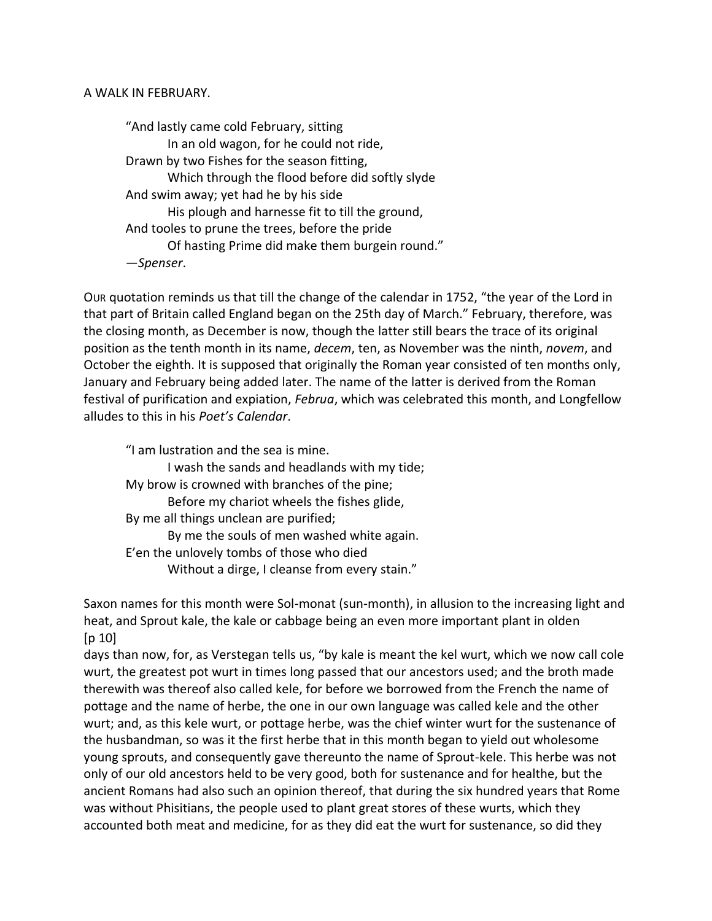# A WALK IN FEBRUARY.

> "And lastly came cold February, sitting
> In an old wagon, for he could not ride,
> Drawn by two Fishes for the season fitting,
> Which through the flood before did softly slyde
> And swim away; yet had he by his side
> His plough and harnesse fit to till the ground,
> And tooles to prune the trees, before the pride
> Of hasting Prime did make them burgein round."
> —*Spenser*.

OUR quotation reminds us that till the change of the calendar in 1752, "the year of the Lord in that part of Britain called England began on the 25th day of March." February, therefore, was the closing month, as December is now, though the latter still bears the trace of its original position as the tenth month in its name, *decem*, ten, as November was the ninth, *novem*, and October the eighth. It is supposed that originally the Roman year consisted of ten months only, January and February being added later. The name of the latter is derived from the Roman festival of purification and expiation, *Februa*, which was celebrated this month, and Longfellow alludes to this in his *Poet's Calendar*.

> "I am lustration and the sea is mine.
> I wash the sands and headlands with my tide;
> My brow is crowned with branches of the pine;
> Before my chariot wheels the fishes glide,
> By me all things unclean are purified;
> By me the souls of men washed white again.
> E'en the unlovely tombs of those who died
> Without a dirge, I cleanse from every stain."

Saxon names for this month were Sol-monat (sun-month), in allusion to the increasing light and heat, and Sprout kale, the kale or cabbage being an even more important plant in olden days than now, for, as Verstegan tells us, "by kale is meant the kel wurt, which we now call cole wurt, the greatest pot wurt in times long passed that our ancestors used; and the broth made therewith was thereof also called kele, for before we borrowed from the French the name of pottage and the name of herbe, the one in our own language was called kele and the other wurt; and, as this kele wurt, or pottage herbe, was the chief winter wurt for the sustenance of the husbandman, so was it the first herbe that in this month began to yield out wholesome young sprouts, and consequently gave thereunto the name of Sprout-kele. This herbe was not only of our old ancestors held to be very good, both for sustenance and for healthe, but the ancient Romans had also such an opinion thereof, that during the six hundred years that Rome was without Phisitians, the people used to plant great stores of these wurts, which they accounted both meat and medicine, for as they did eat the wurt for sustenance, so did they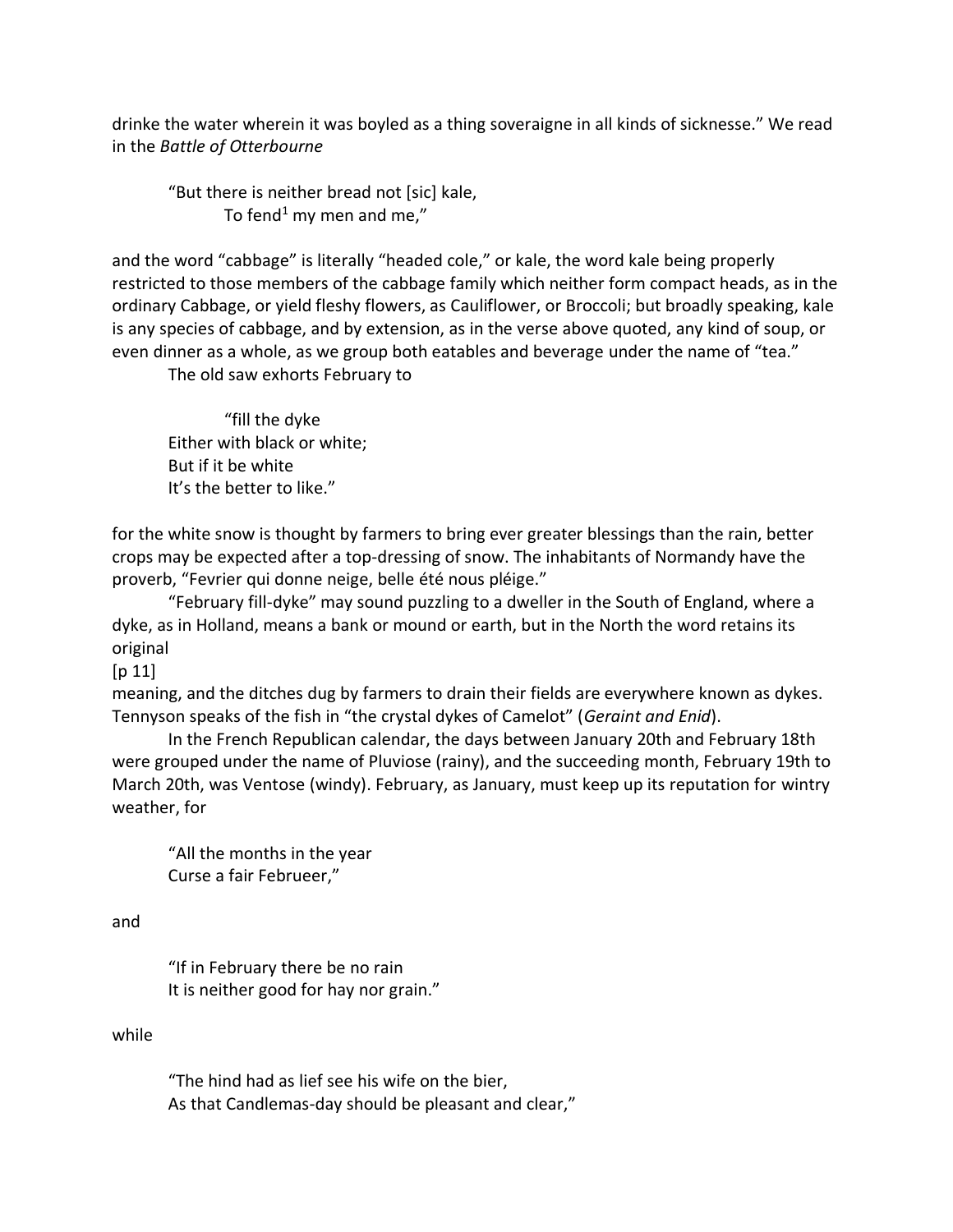drinke the water wherein it was boyled as a thing soveraigne in all kinds of sicknesse." We read in the *Battle of Otterbourne*

> "But there is neither bread not [sic] kale,
> To fend[1] my men and me,"

and the word "cabbage" is literally "headed cole," or kale, the word kale being properly restricted to those members of the cabbage family which neither form compact heads, as in the ordinary Cabbage, or yield fleshy flowers, as Cauliflower, or Broccoli; but broadly speaking, kale is any species of cabbage, and by extension, as in the verse above quoted, any kind of soup, or even dinner as a whole, as we group both eatables and beverage under the name of "tea."

The old saw exhorts February to

> "fill the dyke
> Either with black or white;
> But if it be white
> It's the better to like."

for the white snow is thought by farmers to bring ever greater blessings than the rain, better crops may be expected after a top-dressing of snow. The inhabitants of Normandy have the proverb, "Fevrier qui donne neige, belle été nous pléige."

"February fill-dyke" may sound puzzling to a dweller in the South of England, where a dyke, as in Holland, means a bank or mound or earth, but in the North the word retains its original

[p 11]

meaning, and the ditches dug by farmers to drain their fields are everywhere known as dykes. Tennyson speaks of the fish in "the crystal dykes of Camelot" (*Geraint and Enid*).

In the French Republican calendar, the days between January 20th and February 18th were grouped under the name of Pluviose (rainy), and the succeeding month, February 19th to March 20th, was Ventose (windy). February, as January, must keep up its reputation for wintry weather, for

> "All the months in the year
> Curse a fair Februeer,"

and

> "If in February there be no rain
> It is neither good for hay nor grain."

while

> "The hind had as lief see his wife on the bier,
> As that Candlemas-day should be pleasant and clear,"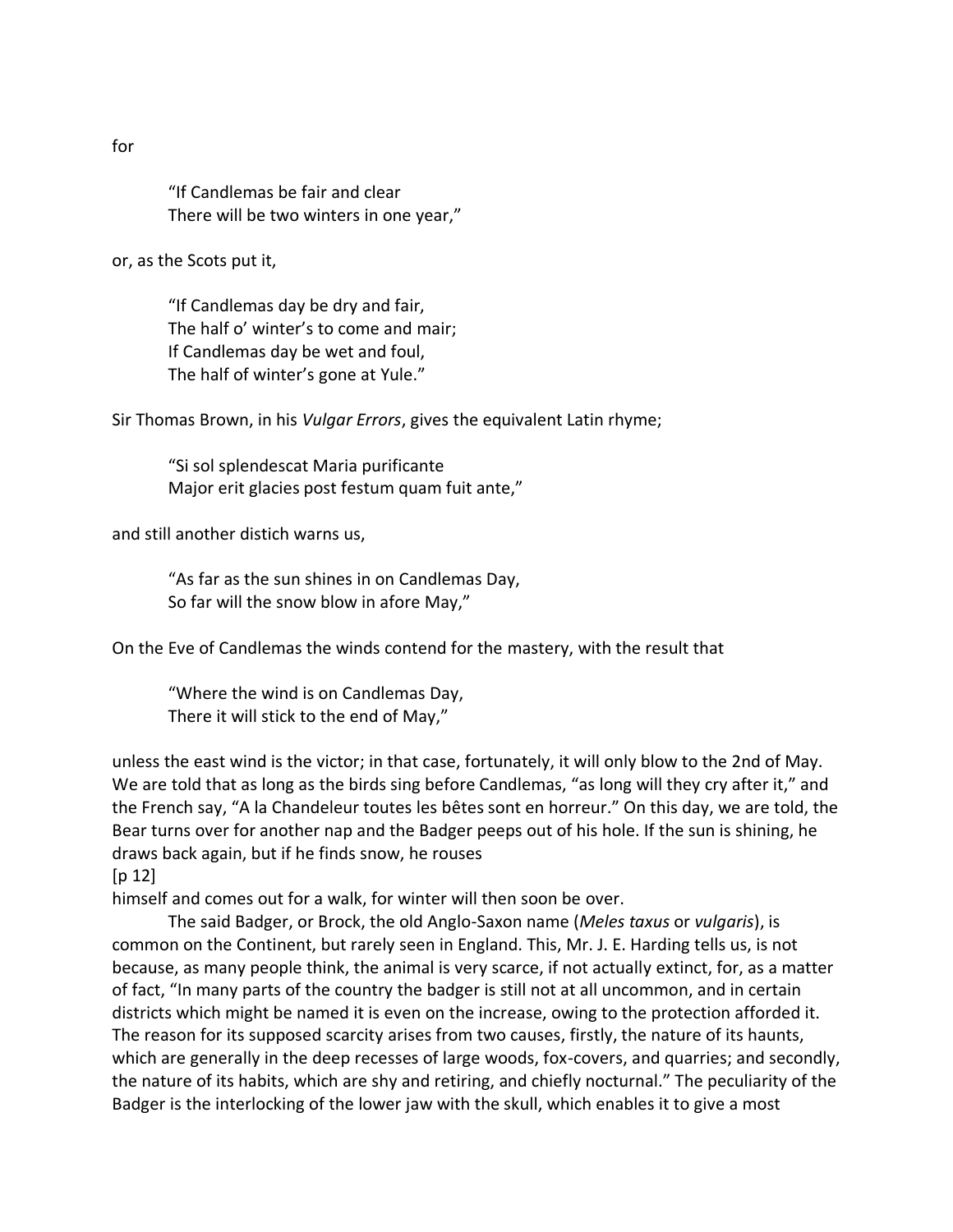for

> "If Candlemas be fair and clear
> There will be two winters in one year,"

or, as the Scots put it,

> "If Candlemas day be dry and fair,
> The half o' winter's to come and mair;
> If Candlemas day be wet and foul,
> The half of winter's gone at Yule."

Sir Thomas Brown, in his *Vulgar Errors*, gives the equivalent Latin rhyme;

> "Si sol splendescat Maria purificante
> Major erit glacies post festum quam fuit ante,"

and still another distich warns us,

> "As far as the sun shines in on Candlemas Day,
> So far will the snow blow in afore May,"

On the Eve of Candlemas the winds contend for the mastery, with the result that

> "Where the wind is on Candlemas Day,
> There it will stick to the end of May,"

unless the east wind is the victor; in that case, fortunately, it will only blow to the 2nd of May. We are told that as long as the birds sing before Candlemas, "as long will they cry after it," and the French say, "A la Chandeleur toutes les bêtes sont en horreur." On this day, we are told, the Bear turns over for another nap and the Badger peeps out of his hole. If the sun is shining, he draws back again, but if he finds snow, he rouses
[p 12]
himself and comes out for a walk, for winter will then soon be over.

The said Badger, or Brock, the old Anglo-Saxon name (*Meles taxus* or *vulgaris*), is common on the Continent, but rarely seen in England. This, Mr. J. E. Harding tells us, is not because, as many people think, the animal is very scarce, if not actually extinct, for, as a matter of fact, "In many parts of the country the badger is still not at all uncommon, and in certain districts which might be named it is even on the increase, owing to the protection afforded it. The reason for its supposed scarcity arises from two causes, firstly, the nature of its haunts, which are generally in the deep recesses of large woods, fox-covers, and quarries; and secondly, the nature of its habits, which are shy and retiring, and chiefly nocturnal." The peculiarity of the Badger is the interlocking of the lower jaw with the skull, which enables it to give a most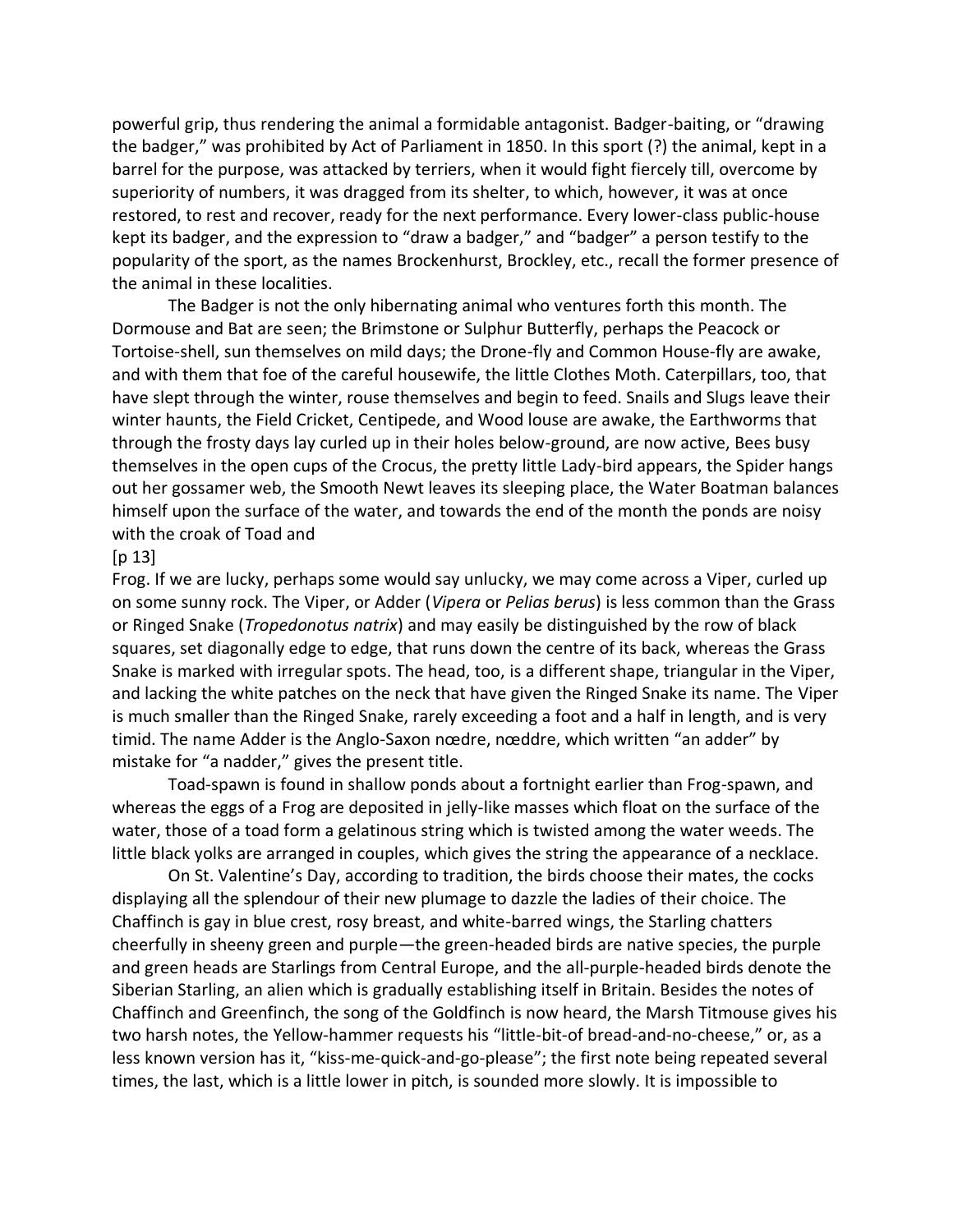powerful grip, thus rendering the animal a formidable antagonist. Badger-baiting, or "drawing the badger," was prohibited by Act of Parliament in 1850. In this sport (?) the animal, kept in a barrel for the purpose, was attacked by terriers, when it would fight fiercely till, overcome by superiority of numbers, it was dragged from its shelter, to which, however, it was at once restored, to rest and recover, ready for the next performance. Every lower-class public-house kept its badger, and the expression to "draw a badger," and "badger" a person testify to the popularity of the sport, as the names Brockenhurst, Brockley, etc., recall the former presence of the animal in these localities.

The Badger is not the only hibernating animal who ventures forth this month. The Dormouse and Bat are seen; the Brimstone or Sulphur Butterfly, perhaps the Peacock or Tortoise-shell, sun themselves on mild days; the Drone-fly and Common House-fly are awake, and with them that foe of the careful housewife, the little Clothes Moth. Caterpillars, too, that have slept through the winter, rouse themselves and begin to feed. Snails and Slugs leave their winter haunts, the Field Cricket, Centipede, and Wood louse are awake, the Earthworms that through the frosty days lay curled up in their holes below-ground, are now active, Bees busy themselves in the open cups of the Crocus, the pretty little Lady-bird appears, the Spider hangs out her gossamer web, the Smooth Newt leaves its sleeping place, the Water Boatman balances himself upon the surface of the water, and towards the end of the month the ponds are noisy with the croak of Toad and

[p 13]

Frog. If we are lucky, perhaps some would say unlucky, we may come across a Viper, curled up on some sunny rock. The Viper, or Adder (*Vipera* or *Pelias berus*) is less common than the Grass or Ringed Snake (*Tropedonotus natrix*) and may easily be distinguished by the row of black squares, set diagonally edge to edge, that runs down the centre of its back, whereas the Grass Snake is marked with irregular spots. The head, too, is a different shape, triangular in the Viper, and lacking the white patches on the neck that have given the Ringed Snake its name. The Viper is much smaller than the Ringed Snake, rarely exceeding a foot and a half in length, and is very timid. The name Adder is the Anglo-Saxon nœdre, nœddre, which written "an adder" by mistake for "a nadder," gives the present title.

Toad-spawn is found in shallow ponds about a fortnight earlier than Frog-spawn, and whereas the eggs of a Frog are deposited in jelly-like masses which float on the surface of the water, those of a toad form a gelatinous string which is twisted among the water weeds. The little black yolks are arranged in couples, which gives the string the appearance of a necklace.

On St. Valentine's Day, according to tradition, the birds choose their mates, the cocks displaying all the splendour of their new plumage to dazzle the ladies of their choice. The Chaffinch is gay in blue crest, rosy breast, and white-barred wings, the Starling chatters cheerfully in sheeny green and purple—the green-headed birds are native species, the purple and green heads are Starlings from Central Europe, and the all-purple-headed birds denote the Siberian Starling, an alien which is gradually establishing itself in Britain. Besides the notes of Chaffinch and Greenfinch, the song of the Goldfinch is now heard, the Marsh Titmouse gives his two harsh notes, the Yellow-hammer requests his "little-bit-of bread-and-no-cheese," or, as a less known version has it, "kiss-me-quick-and-go-please"; the first note being repeated several times, the last, which is a little lower in pitch, is sounded more slowly. It is impossible to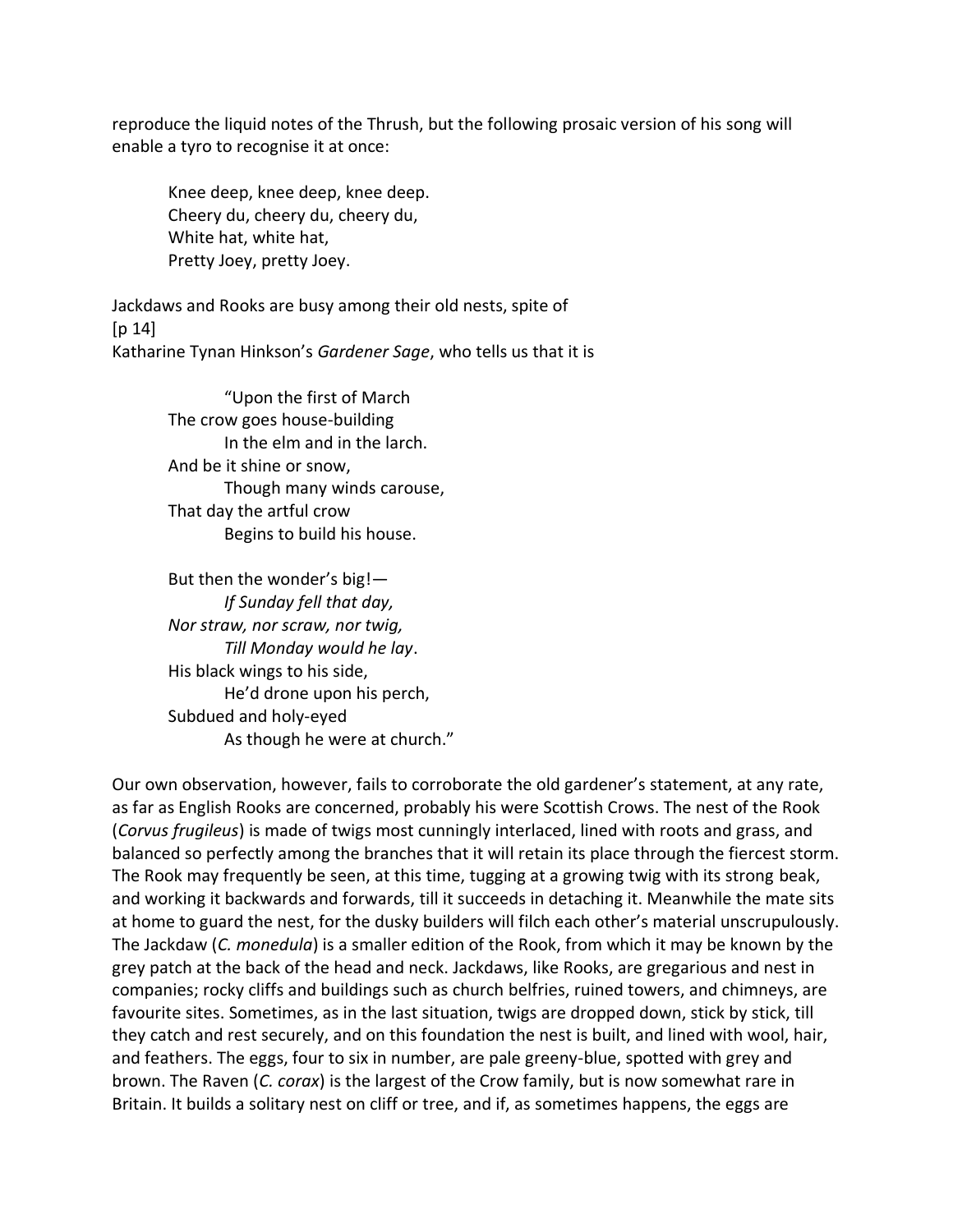reproduce the liquid notes of the Thrush, but the following prosaic version of his song will enable a tyro to recognise it at once:

> Knee deep, knee deep, knee deep.  
> Cheery du, cheery du, cheery du,  
> White hat, white hat,  
> Pretty Joey, pretty Joey.

Jackdaws and Rooks are busy among their old nests, spite of
[p 14]
Katharine Tynan Hinkson's *Gardener Sage*, who tells us that it is

> "Upon the first of March  
> The crow goes house-building  
> In the elm and in the larch.  
> And be it shine or snow,  
> Though many winds carouse,  
> That day the artful crow  
> Begins to build his house.
>
> But then the wonder's big!—  
> *If Sunday fell that day,*  
> *Nor straw, nor scraw, nor twig,*  
> *Till Monday would he lay*.  
> His black wings to his side,  
> He'd drone upon his perch,  
> Subdued and holy-eyed  
> As though he were at church."

Our own observation, however, fails to corroborate the old gardener's statement, at any rate, as far as English Rooks are concerned, probably his were Scottish Crows. The nest of the Rook (*Corvus frugileus*) is made of twigs most cunningly interlaced, lined with roots and grass, and balanced so perfectly among the branches that it will retain its place through the fiercest storm. The Rook may frequently be seen, at this time, tugging at a growing twig with its strong beak, and working it backwards and forwards, till it succeeds in detaching it. Meanwhile the mate sits at home to guard the nest, for the dusky builders will filch each other's material unscrupulously. The Jackdaw (*C. monedula*) is a smaller edition of the Rook, from which it may be known by the grey patch at the back of the head and neck. Jackdaws, like Rooks, are gregarious and nest in companies; rocky cliffs and buildings such as church belfries, ruined towers, and chimneys, are favourite sites. Sometimes, as in the last situation, twigs are dropped down, stick by stick, till they catch and rest securely, and on this foundation the nest is built, and lined with wool, hair, and feathers. The eggs, four to six in number, are pale greeny-blue, spotted with grey and brown. The Raven (*C. corax*) is the largest of the Crow family, but is now somewhat rare in Britain. It builds a solitary nest on cliff or tree, and if, as sometimes happens, the eggs are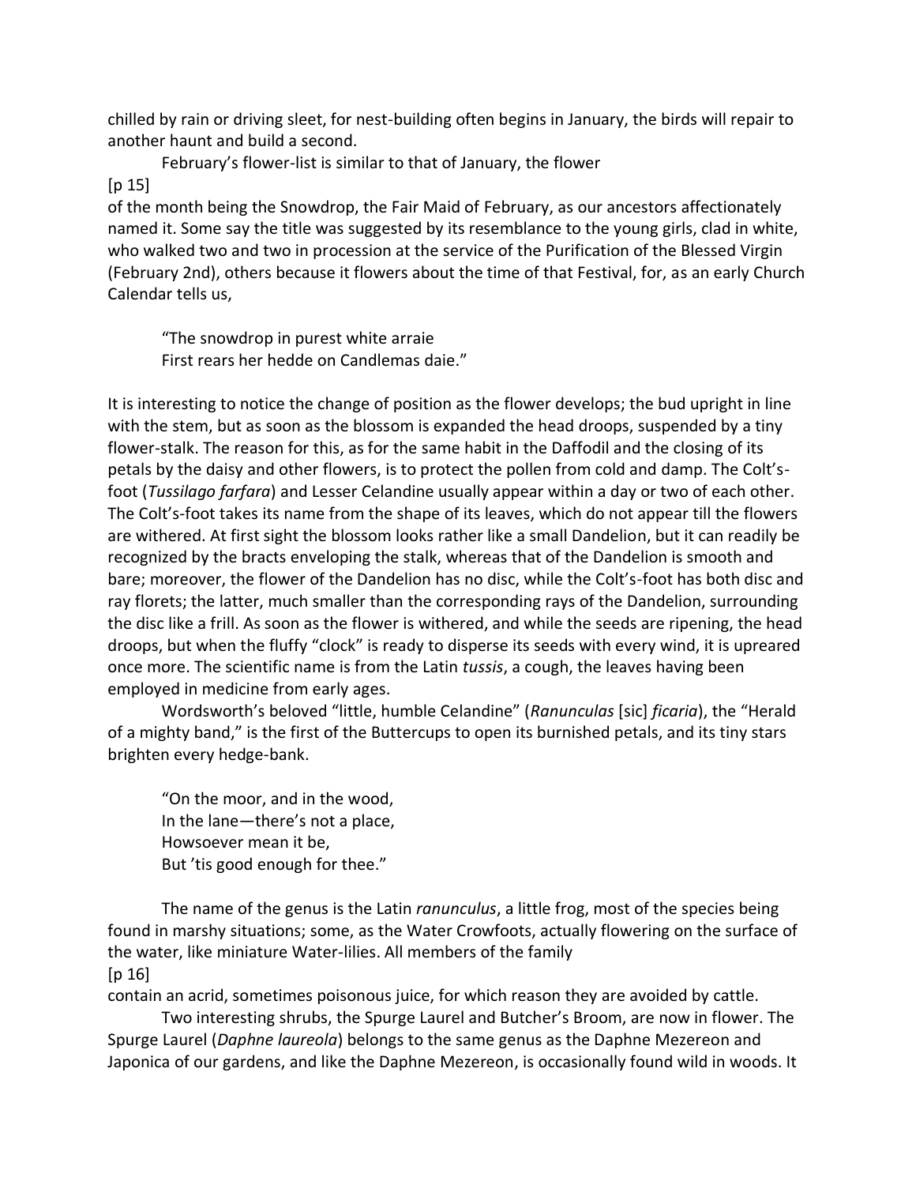chilled by rain or driving sleet, for nest-building often begins in January, the birds will repair to another haunt and build a second.

February's flower-list is similar to that of January, the flower

[p 15]

of the month being the Snowdrop, the Fair Maid of February, as our ancestors affectionately named it. Some say the title was suggested by its resemblance to the young girls, clad in white, who walked two and two in procession at the service of the Purification of the Blessed Virgin (February 2nd), others because it flowers about the time of that Festival, for, as an early Church Calendar tells us,

> "The snowdrop in purest white arraie
> First rears her hedde on Candlemas daie."

It is interesting to notice the change of position as the flower develops; the bud upright in line with the stem, but as soon as the blossom is expanded the head droops, suspended by a tiny flower-stalk. The reason for this, as for the same habit in the Daffodil and the closing of its petals by the daisy and other flowers, is to protect the pollen from cold and damp. The Colt's-foot (*Tussilago farfara*) and Lesser Celandine usually appear within a day or two of each other. The Colt's-foot takes its name from the shape of its leaves, which do not appear till the flowers are withered. At first sight the blossom looks rather like a small Dandelion, but it can readily be recognized by the bracts enveloping the stalk, whereas that of the Dandelion is smooth and bare; moreover, the flower of the Dandelion has no disc, while the Colt's-foot has both disc and ray florets; the latter, much smaller than the corresponding rays of the Dandelion, surrounding the disc like a frill. As soon as the flower is withered, and while the seeds are ripening, the head droops, but when the fluffy "clock" is ready to disperse its seeds with every wind, it is upreared once more. The scientific name is from the Latin *tussis*, a cough, the leaves having been employed in medicine from early ages.

Wordsworth's beloved "little, humble Celandine" (*Ranunculas* [sic] *ficaria*), the "Herald of a mighty band," is the first of the Buttercups to open its burnished petals, and its tiny stars brighten every hedge-bank.

> "On the moor, and in the wood,
> In the lane—there's not a place,
> Howsoever mean it be,
> But 'tis good enough for thee."

The name of the genus is the Latin *ranunculus*, a little frog, most of the species being found in marshy situations; some, as the Water Crowfoots, actually flowering on the surface of the water, like miniature Water-lilies. All members of the family

[p 16]

contain an acrid, sometimes poisonous juice, for which reason they are avoided by cattle.

Two interesting shrubs, the Spurge Laurel and Butcher's Broom, are now in flower. The Spurge Laurel (*Daphne laureola*) belongs to the same genus as the Daphne Mezereon and Japonica of our gardens, and like the Daphne Mezereon, is occasionally found wild in woods. It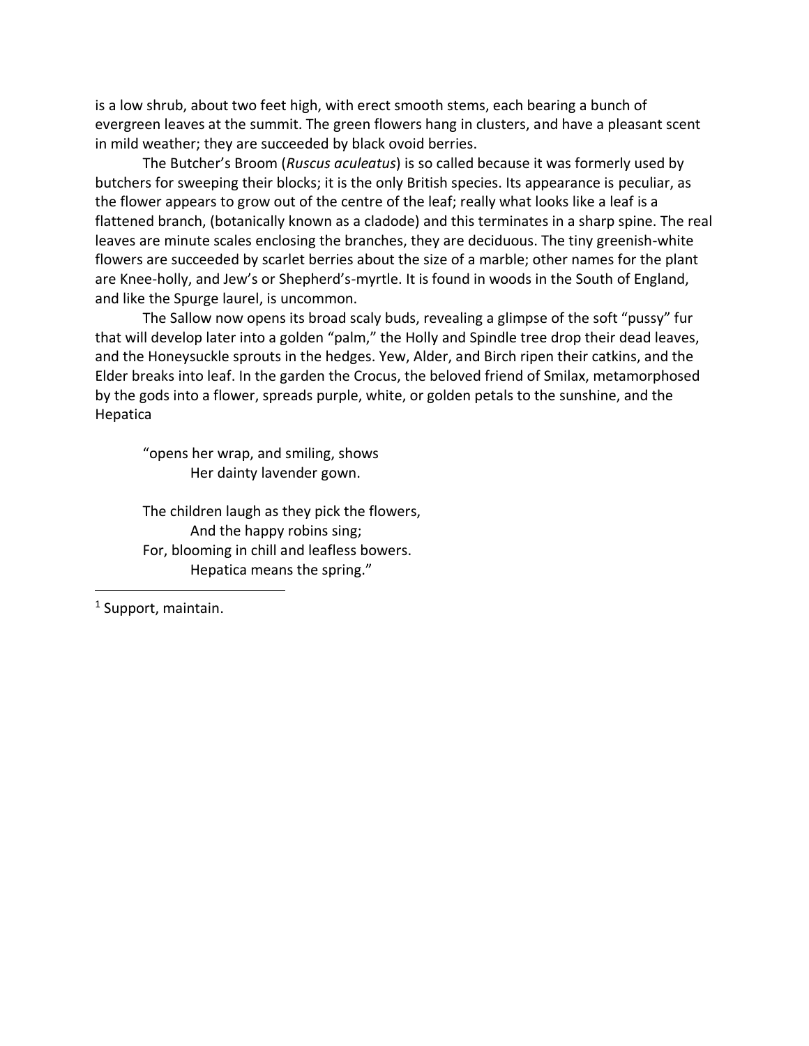is a low shrub, about two feet high, with erect smooth stems, each bearing a bunch of evergreen leaves at the summit. The green flowers hang in clusters, and have a pleasant scent in mild weather; they are succeeded by black ovoid berries.

The Butcher's Broom (*Ruscus aculeatus*) is so called because it was formerly used by butchers for sweeping their blocks; it is the only British species. Its appearance is peculiar, as the flower appears to grow out of the centre of the leaf; really what looks like a leaf is a flattened branch, (botanically known as a cladode) and this terminates in a sharp spine. The real leaves are minute scales enclosing the branches, they are deciduous. The tiny greenish-white flowers are succeeded by scarlet berries about the size of a marble; other names for the plant are Knee-holly, and Jew's or Shepherd's-myrtle. It is found in woods in the South of England, and like the Spurge laurel, is uncommon.

The Sallow now opens its broad scaly buds, revealing a glimpse of the soft "pussy" fur that will develop later into a golden "palm," the Holly and Spindle tree drop their dead leaves, and the Honeysuckle sprouts in the hedges. Yew, Alder, and Birch ripen their catkins, and the Elder breaks into leaf. In the garden the Crocus, the beloved friend of Smilax, metamorphosed by the gods into a flower, spreads purple, white, or golden petals to the sunshine, and the Hepatica

> "opens her wrap, and smiling, shows
> Her dainty lavender gown.
>
> The children laugh as they pick the flowers,
> And the happy robins sing;
> For, blooming in chill and leafless bowers.
> Hepatica means the spring."

---

[1] Support, maintain.